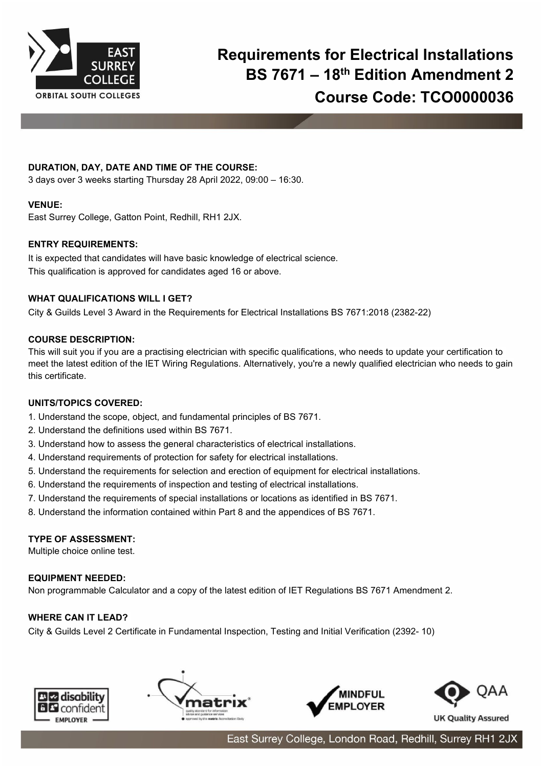# Requirements for Electrical Installations BS 7671 – 18th Edition Amendment 2

## Course Code: TCO0000036

**DURATION, DAY, DATE AND TIME OF THE COURSE:**

3 days over 3 weeks starting Thursday 28 April 2022, 09:00 – 16:30.

**VENUE:**

East Surrey College, Gatton Point, Redhill, RH1 2JX.

**ENTRY REQUIREMENTS:**

It is expected that candidates will have basic knowledge of electrical science.

This qualification is approved for candidates aged 16 or above.

**WHAT QUALIFICATIONS WILL I GET?**

City & Guilds Level 3 Award in the Requirements for Electrical Installations BS 7671:2018 (2382-22)

**COURSE DESCRIPTION:**

This will suit you if you are a practising electrician with specific qualifications, who needs to update your certification to meet the latest edition of the IET Wiring Regulations. Alternatively, you're a newly qualified electrician who needs to gain this certificate.

**UNITS/TOPICS COVERED:**

1. Understand the scope, object, and fundamental principles of BS 7671.
2. Understand the definitions used within BS 7671.
3. Understand how to assess the general characteristics of electrical installations.
4. Understand requirements of protection for safety for electrical installations.
5. Understand the requirements for selection and erection of equipment for electrical installations.
6. Understand the requirements of inspection and testing of electrical installations.
7. Understand the requirements of special installations or locations as identified in BS 7671.
8. Understand the information contained within Part 8 and the appendices of BS 7671.

**TYPE OF ASSESSMENT:**

Multiple choice online test.

**EQUIPMENT NEEDED:**

Non programmable Calculator and a copy of the latest edition of IET Regulations BS 7671 Amendment 2.

**WHERE CAN IT LEAD?**

City & Guilds Level 2 Certificate in Fundamental Inspection, Testing and Initial Verification (2392- 10)

East Surrey College, London Road, Redhill, Surrey RH1 2JX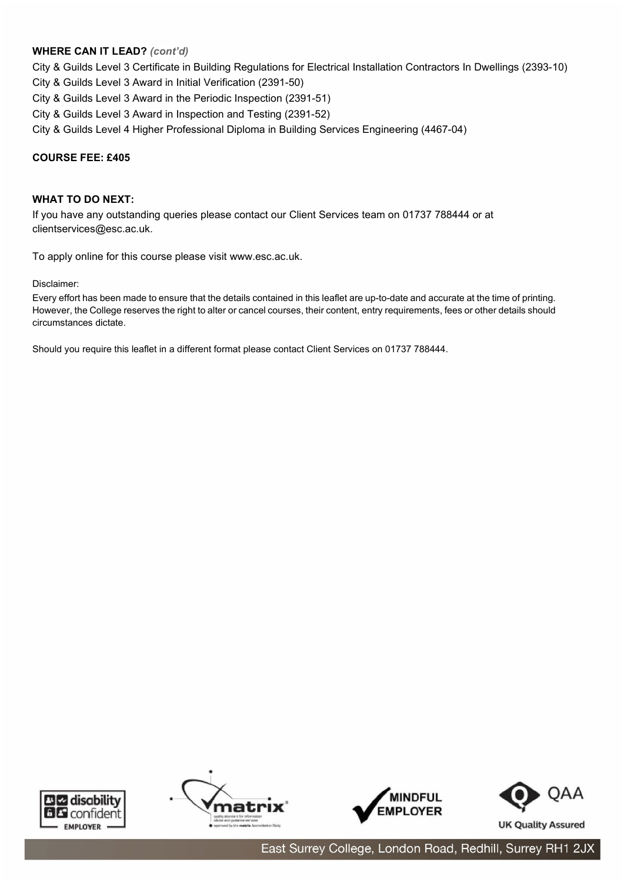**WHERE CAN IT LEAD?** ***(cont'd)***

City & Guilds Level 3 Certificate in Building Regulations for Electrical Installation Contractors In Dwellings (2393-10)
City & Guilds Level 3 Award in Initial Verification (2391-50)
City & Guilds Level 3 Award in the Periodic Inspection (2391-51)
City & Guilds Level 3 Award in Inspection and Testing (2391-52)
City & Guilds Level 4 Higher Professional Diploma in Building Services Engineering (4467-04)

**COURSE FEE: £405**

**WHAT TO DO NEXT:**

If you have any outstanding queries please contact our Client Services team on 01737 788444 or at clientservices@esc.ac.uk.

To apply online for this course please visit www.esc.ac.uk.

Disclaimer:

Every effort has been made to ensure that the details contained in this leaflet are up-to-date and accurate at the time of printing. However, the College reserves the right to alter or cancel courses, their content, entry requirements, fees or other details should circumstances dictate.

Should you require this leaflet in a different format please contact Client Services on 01737 788444.

disability confident EMPLOYER

matrix

MINDFUL EMPLOYER

QAA UK Quality Assured

East Surrey College, London Road, Redhill, Surrey RH1 2JX